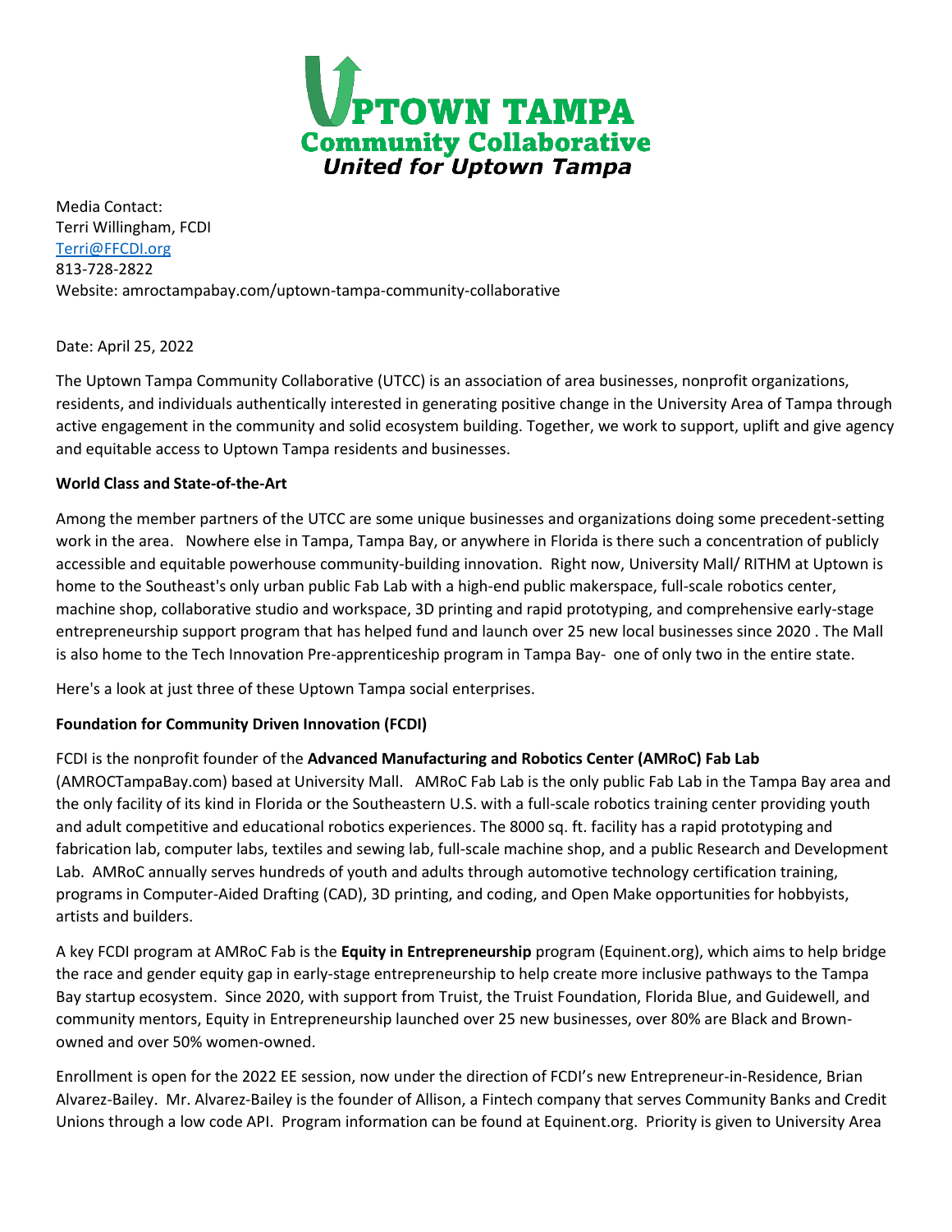**UPTOWN TAMPA**
**Community Collaborative**
***United for Uptown Tampa***

Media Contact:
Terri Willingham, FCDI
Terri@FFCDI.org
813-728-2822
Website: amroctampabay.com/uptown-tampa-community-collaborative

Date: April 25, 2022

The Uptown Tampa Community Collaborative (UTCC) is an association of area businesses, nonprofit organizations, residents, and individuals authentically interested in generating positive change in the University Area of Tampa through active engagement in the community and solid ecosystem building. Together, we work to support, uplift and give agency and equitable access to Uptown Tampa residents and businesses.

**World Class and State-of-the-Art**

Among the member partners of the UTCC are some unique businesses and organizations doing some precedent-setting work in the area. Nowhere else in Tampa, Tampa Bay, or anywhere in Florida is there such a concentration of publicly accessible and equitable powerhouse community-building innovation. Right now, University Mall/ RITHM at Uptown is home to the Southeast's only urban public Fab Lab with a high-end public makerspace, full-scale robotics center, machine shop, collaborative studio and workspace, 3D printing and rapid prototyping, and comprehensive early-stage entrepreneurship support program that has helped fund and launch over 25 new local businesses since 2020 . The Mall is also home to the Tech Innovation Pre-apprenticeship program in Tampa Bay- one of only two in the entire state.

Here's a look at just three of these Uptown Tampa social enterprises.

**Foundation for Community Driven Innovation (FCDI)**

FCDI is the nonprofit founder of the **Advanced Manufacturing and Robotics Center (AMRoC) Fab Lab** (AMROCTampaBay.com) based at University Mall. AMRoC Fab Lab is the only public Fab Lab in the Tampa Bay area and the only facility of its kind in Florida or the Southeastern U.S. with a full-scale robotics training center providing youth and adult competitive and educational robotics experiences. The 8000 sq. ft. facility has a rapid prototyping and fabrication lab, computer labs, textiles and sewing lab, full-scale machine shop, and a public Research and Development Lab. AMRoC annually serves hundreds of youth and adults through automotive technology certification training, programs in Computer-Aided Drafting (CAD), 3D printing, and coding, and Open Make opportunities for hobbyists, artists and builders.

A key FCDI program at AMRoC Fab is the **Equity in Entrepreneurship** program (Equinent.org), which aims to help bridge the race and gender equity gap in early-stage entrepreneurship to help create more inclusive pathways to the Tampa Bay startup ecosystem. Since 2020, with support from Truist, the Truist Foundation, Florida Blue, and Guidewell, and community mentors, Equity in Entrepreneurship launched over 25 new businesses, over 80% are Black and Brown-owned and over 50% women-owned.

Enrollment is open for the 2022 EE session, now under the direction of FCDI's new Entrepreneur-in-Residence, Brian Alvarez-Bailey. Mr. Alvarez-Bailey is the founder of Allison, a Fintech company that serves Community Banks and Credit Unions through a low code API. Program information can be found at Equinent.org. Priority is given to University Area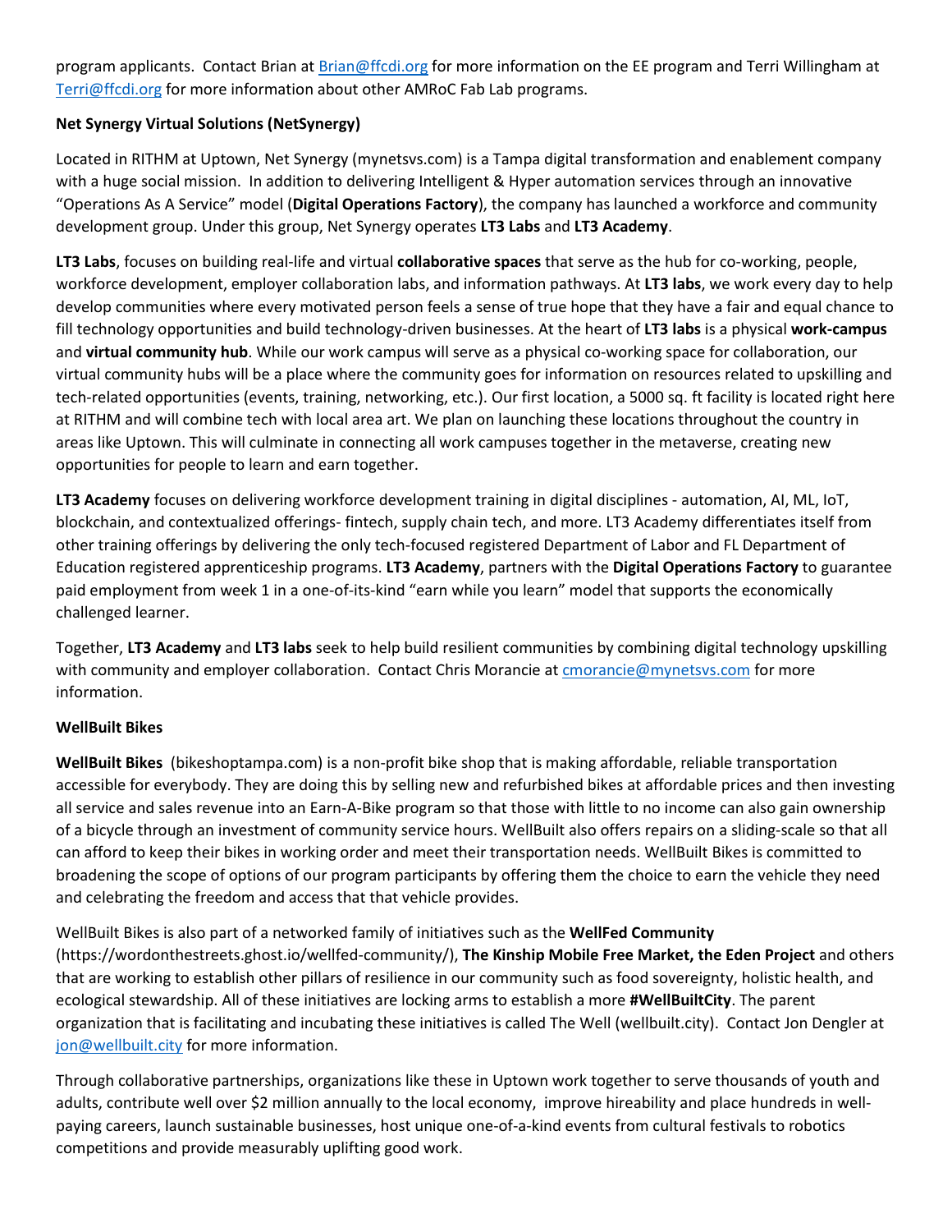program applicants. Contact Brian at [Brian@ffcdi.org](mailto:Brian@ffcdi.org) for more information on the EE program and Terri Willingham at [Terri@ffcdi.org](mailto:Terri@ffcdi.org) for more information about other AMRoC Fab Lab programs.

**Net Synergy Virtual Solutions (NetSynergy)**

Located in RITHM at Uptown, Net Synergy (mynetsvs.com) is a Tampa digital transformation and enablement company with a huge social mission. In addition to delivering Intelligent & Hyper automation services through an innovative "Operations As A Service" model (**Digital Operations Factory**), the company has launched a workforce and community development group. Under this group, Net Synergy operates **LT3 Labs** and **LT3 Academy**.

**LT3 Labs**, focuses on building real-life and virtual **collaborative spaces** that serve as the hub for co-working, people, workforce development, employer collaboration labs, and information pathways. At **LT3 labs**, we work every day to help develop communities where every motivated person feels a sense of true hope that they have a fair and equal chance to fill technology opportunities and build technology-driven businesses. At the heart of **LT3 labs** is a physical **work-campus** and **virtual community hub**. While our work campus will serve as a physical co-working space for collaboration, our virtual community hubs will be a place where the community goes for information on resources related to upskilling and tech-related opportunities (events, training, networking, etc.). Our first location, a 5000 sq. ft facility is located right here at RITHM and will combine tech with local area art. We plan on launching these locations throughout the country in areas like Uptown. This will culminate in connecting all work campuses together in the metaverse, creating new opportunities for people to learn and earn together.

**LT3 Academy** focuses on delivering workforce development training in digital disciplines - automation, AI, ML, IoT, blockchain, and contextualized offerings- fintech, supply chain tech, and more. LT3 Academy differentiates itself from other training offerings by delivering the only tech-focused registered Department of Labor and FL Department of Education registered apprenticeship programs. **LT3 Academy**, partners with the **Digital Operations Factory** to guarantee paid employment from week 1 in a one-of-its-kind "earn while you learn" model that supports the economically challenged learner.

Together, **LT3 Academy** and **LT3 labs** seek to help build resilient communities by combining digital technology upskilling with community and employer collaboration. Contact Chris Morancie at [cmorancie@mynetsvs.com](mailto:cmorancie@mynetsvs.com) for more information.

**WellBuilt Bikes**

**WellBuilt Bikes** (bikeshoptampa.com) is a non-profit bike shop that is making affordable, reliable transportation accessible for everybody. They are doing this by selling new and refurbished bikes at affordable prices and then investing all service and sales revenue into an Earn-A-Bike program so that those with little to no income can also gain ownership of a bicycle through an investment of community service hours. WellBuilt also offers repairs on a sliding-scale so that all can afford to keep their bikes in working order and meet their transportation needs. WellBuilt Bikes is committed to broadening the scope of options of our program participants by offering them the choice to earn the vehicle they need and celebrating the freedom and access that that vehicle provides.

WellBuilt Bikes is also part of a networked family of initiatives such as the **WellFed Community** (https://wordonthestreets.ghost.io/wellfed-community/), **The Kinship Mobile Free Market, the Eden Project** and others that are working to establish other pillars of resilience in our community such as food sovereignty, holistic health, and ecological stewardship. All of these initiatives are locking arms to establish a more **#WellBuiltCity**. The parent organization that is facilitating and incubating these initiatives is called The Well (wellbuilt.city). Contact Jon Dengler at [jon@wellbuilt.city](mailto:jon@wellbuilt.city) for more information.

Through collaborative partnerships, organizations like these in Uptown work together to serve thousands of youth and adults, contribute well over $2 million annually to the local economy, improve hireability and place hundreds in well-paying careers, launch sustainable businesses, host unique one-of-a-kind events from cultural festivals to robotics competitions and provide measurably uplifting good work.